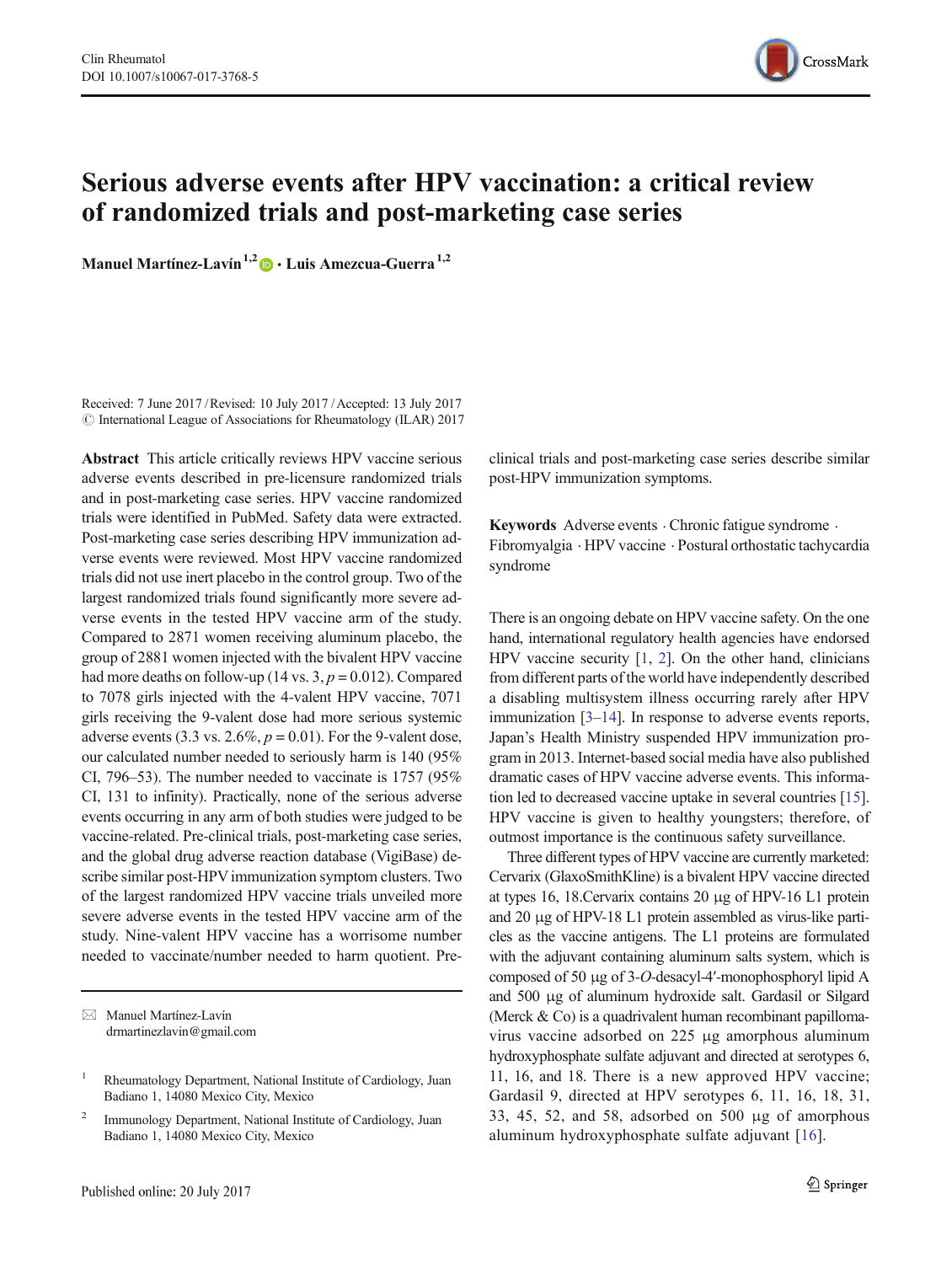# Serious adverse events after HPV vaccination: a critical review of randomized trials and post-marketing case series

**Manuel Martínez-Lavín**[1,2] · **Luis Amezcua-Guerra**[1,2]

Received: 7 June 2017 / Revised: 10 July 2017 / Accepted: 13 July 2017
© International League of Associations for Rheumatology (ILAR) 2017

**Abstract** This article critically reviews HPV vaccine serious adverse events described in pre-licensure randomized trials and in post-marketing case series. HPV vaccine randomized trials were identified in PubMed. Safety data were extracted. Post-marketing case series describing HPV immunization adverse events were reviewed. Most HPV vaccine randomized trials did not use inert placebo in the control group. Two of the largest randomized trials found significantly more severe adverse events in the tested HPV vaccine arm of the study. Compared to 2871 women receiving aluminum placebo, the group of 2881 women injected with the bivalent HPV vaccine had more deaths on follow-up (14 vs. 3, $p = 0.012$). Compared to 7078 girls injected with the 4-valent HPV vaccine, 7071 girls receiving the 9-valent dose had more serious systemic adverse events (3.3 vs. 2.6%, $p = 0.01$). For the 9-valent dose, our calculated number needed to seriously harm is 140 (95% CI, 796–53). The number needed to vaccinate is 1757 (95% CI, 131 to infinity). Practically, none of the serious adverse events occurring in any arm of both studies were judged to be vaccine-related. Pre-clinical trials, post-marketing case series, and the global drug adverse reaction database (VigiBase) describe similar post-HPV immunization symptom clusters. Two of the largest randomized HPV vaccine trials unveiled more severe adverse events in the tested HPV vaccine arm of the study. Nine-valent HPV vaccine has a worrisome number needed to vaccinate/number needed to harm quotient. Pre-clinical trials and post-marketing case series describe similar post-HPV immunization symptoms.

**Keywords** Adverse events · Chronic fatigue syndrome · Fibromyalgia · HPV vaccine · Postural orthostatic tachycardia syndrome

✉ Manuel Martínez-Lavín
drmartinezlavin@gmail.com

[1] Rheumatology Department, National Institute of Cardiology, Juan Badiano 1, 14080 Mexico City, Mexico

[2] Immunology Department, National Institute of Cardiology, Juan Badiano 1, 14080 Mexico City, Mexico

There is an ongoing debate on HPV vaccine safety. On the one hand, international regulatory health agencies have endorsed HPV vaccine security [1, 2]. On the other hand, clinicians from different parts of the world have independently described a disabling multisystem illness occurring rarely after HPV immunization [3–14]. In response to adverse events reports, Japan's Health Ministry suspended HPV immunization program in 2013. Internet-based social media have also published dramatic cases of HPV vaccine adverse events. This information led to decreased vaccine uptake in several countries [15]. HPV vaccine is given to healthy youngsters; therefore, of outmost importance is the continuous safety surveillance.

Three different types of HPV vaccine are currently marketed: Cervarix (GlaxoSmithKline) is a bivalent HPV vaccine directed at types 16, 18.Cervarix contains 20 μg of HPV-16 L1 protein and 20 μg of HPV-18 L1 protein assembled as virus-like particles as the vaccine antigens. The L1 proteins are formulated with the adjuvant containing aluminum salts system, which is composed of 50 μg of 3-*O*-desacyl-4′-monophosphoryl lipid A and 500 μg of aluminum hydroxide salt. Gardasil or Silgard (Merck & Co) is a quadrivalent human recombinant papillomavirus vaccine adsorbed on 225 μg amorphous aluminum hydroxyphosphate sulfate adjuvant and directed at serotypes 6, 11, 16, and 18. There is a new approved HPV vaccine; Gardasil 9, directed at HPV serotypes 6, 11, 16, 18, 31, 33, 45, 52, and 58, adsorbed on 500 μg of amorphous aluminum hydroxyphosphate sulfate adjuvant [16].

Published online: 20 July 2017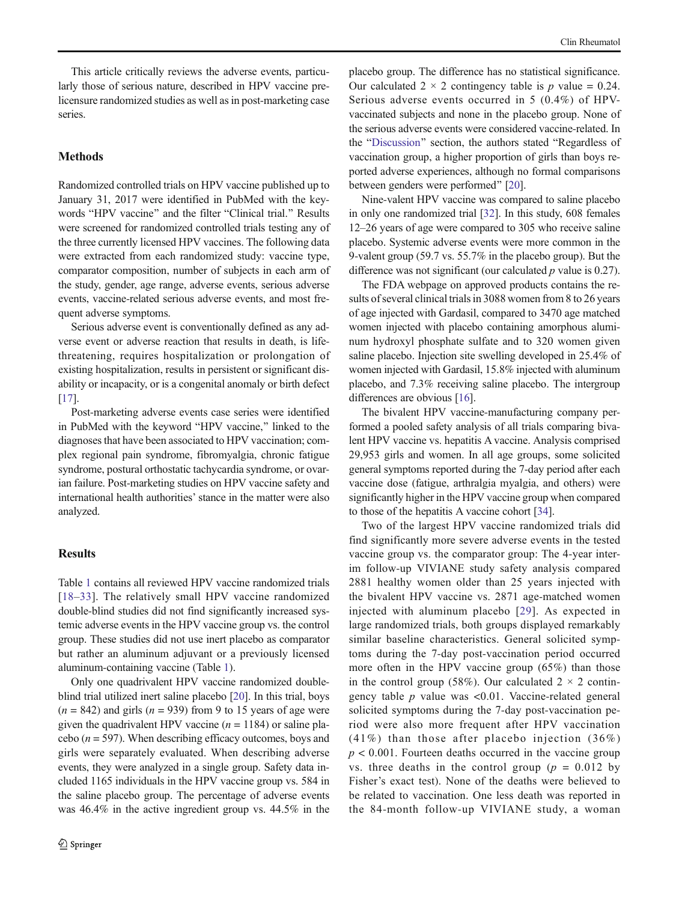This article critically reviews the adverse events, particularly those of serious nature, described in HPV vaccine prelicensure randomized studies as well as in post-marketing case series.

## Methods

Randomized controlled trials on HPV vaccine published up to January 31, 2017 were identified in PubMed with the keywords "HPV vaccine" and the filter "Clinical trial." Results were screened for randomized controlled trials testing any of the three currently licensed HPV vaccines. The following data were extracted from each randomized study: vaccine type, comparator composition, number of subjects in each arm of the study, gender, age range, adverse events, serious adverse events, vaccine-related serious adverse events, and most frequent adverse symptoms.

Serious adverse event is conventionally defined as any adverse event or adverse reaction that results in death, is life-threatening, requires hospitalization or prolongation of existing hospitalization, results in persistent or significant disability or incapacity, or is a congenital anomaly or birth defect [17].

Post-marketing adverse events case series were identified in PubMed with the keyword "HPV vaccine," linked to the diagnoses that have been associated to HPV vaccination; complex regional pain syndrome, fibromyalgia, chronic fatigue syndrome, postural orthostatic tachycardia syndrome, or ovarian failure. Post-marketing studies on HPV vaccine safety and international health authorities' stance in the matter were also analyzed.

## Results

Table 1 contains all reviewed HPV vaccine randomized trials [18–33]. The relatively small HPV vaccine randomized double-blind studies did not find significantly increased systemic adverse events in the HPV vaccine group vs. the control group. These studies did not use inert placebo as comparator but rather an aluminum adjuvant or a previously licensed aluminum-containing vaccine (Table 1).

Only one quadrivalent HPV vaccine randomized double-blind trial utilized inert saline placebo [20]. In this trial, boys ($n = 842$) and girls ($n = 939$) from 9 to 15 years of age were given the quadrivalent HPV vaccine ($n = 1184$) or saline placebo ($n = 597$). When describing efficacy outcomes, boys and girls were separately evaluated. When describing adverse events, they were analyzed in a single group. Safety data included 1165 individuals in the HPV vaccine group vs. 584 in the saline placebo group. The percentage of adverse events was 46.4% in the active ingredient group vs. 44.5% in the placebo group. The difference has no statistical significance. Our calculated $2 \times 2$ contingency table is $p$ value = 0.24. Serious adverse events occurred in 5 (0.4%) of HPV-vaccinated subjects and none in the placebo group. None of the serious adverse events were considered vaccine-related. In the "Discussion" section, the authors stated "Regardless of vaccination group, a higher proportion of girls than boys reported adverse experiences, although no formal comparisons between genders were performed" [20].

Nine-valent HPV vaccine was compared to saline placebo in only one randomized trial [32]. In this study, 608 females 12–26 years of age were compared to 305 who receive saline placebo. Systemic adverse events were more common in the 9-valent group (59.7 vs. 55.7% in the placebo group). But the difference was not significant (our calculated $p$ value is 0.27).

The FDA webpage on approved products contains the results of several clinical trials in 3088 women from 8 to 26 years of age injected with Gardasil, compared to 3470 age matched women injected with placebo containing amorphous aluminum hydroxyl phosphate sulfate and to 320 women given saline placebo. Injection site swelling developed in 25.4% of women injected with Gardasil, 15.8% injected with aluminum placebo, and 7.3% receiving saline placebo. The intergroup differences are obvious [16].

The bivalent HPV vaccine-manufacturing company performed a pooled safety analysis of all trials comparing bivalent HPV vaccine vs. hepatitis A vaccine. Analysis comprised 29,953 girls and women. In all age groups, some solicited general symptoms reported during the 7-day period after each vaccine dose (fatigue, arthralgia myalgia, and others) were significantly higher in the HPV vaccine group when compared to those of the hepatitis A vaccine cohort [34].

Two of the largest HPV vaccine randomized trials did find significantly more severe adverse events in the tested vaccine group vs. the comparator group: The 4-year interim follow-up VIVIANE study safety analysis compared 2881 healthy women older than 25 years injected with the bivalent HPV vaccine vs. 2871 age-matched women injected with aluminum placebo [29]. As expected in large randomized trials, both groups displayed remarkably similar baseline characteristics. General solicited symptoms during the 7-day post-vaccination period occurred more often in the HPV vaccine group (65%) than those in the control group (58%). Our calculated $2 \times 2$ contingency table $p$ value was <0.01. Vaccine-related general solicited symptoms during the 7-day post-vaccination period were also more frequent after HPV vaccination (41%) than those after placebo injection (36%) $p < 0.001$. Fourteen deaths occurred in the vaccine group vs. three deaths in the control group ($p = 0.012$ by Fisher's exact test). None of the deaths were believed to be related to vaccination. One less death was reported in the 84-month follow-up VIVIANE study, a woman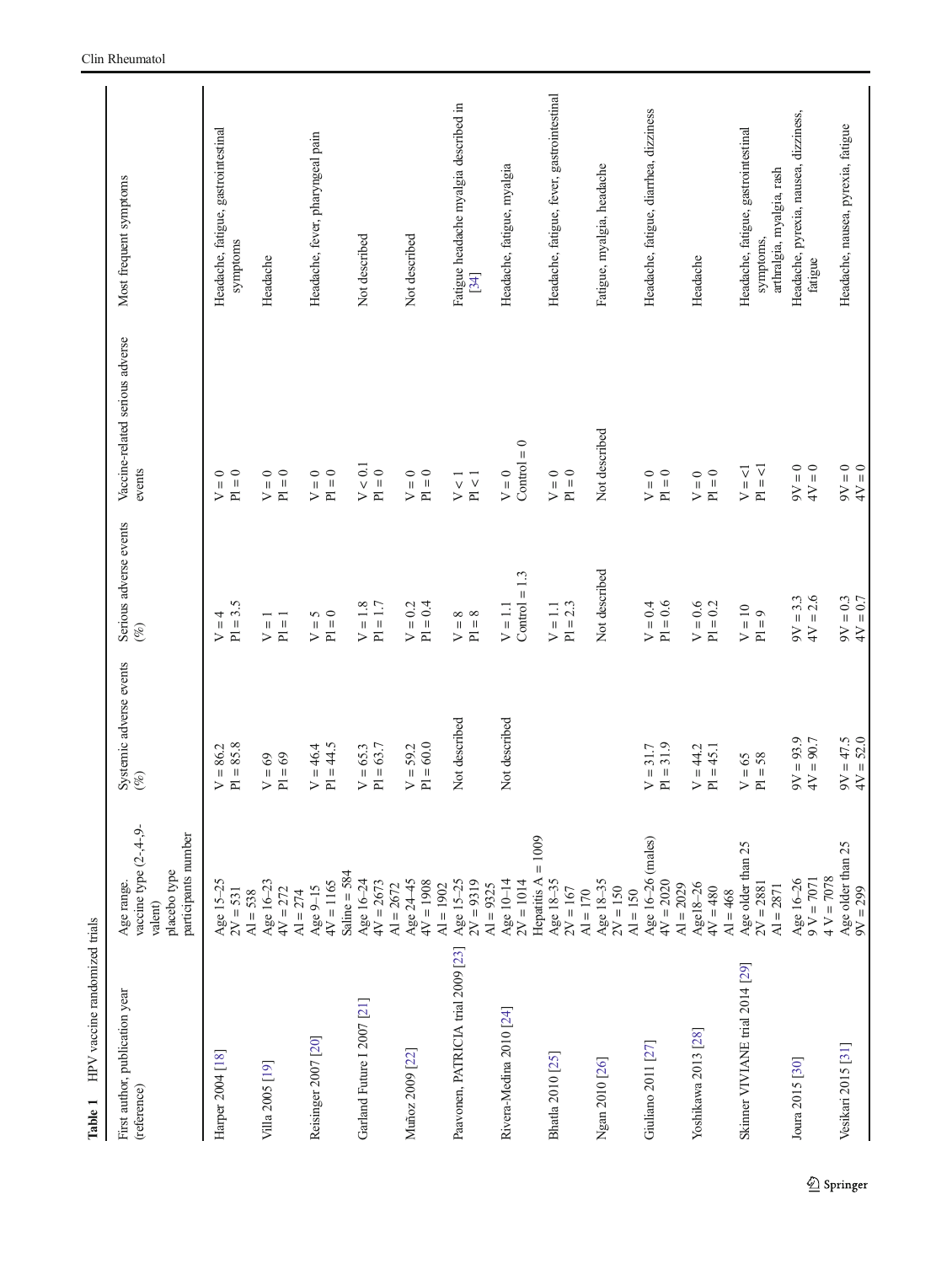**Table 1** HPV vaccine randomized trials

| First author, publication year (reference) | Age range. vaccine type (2-,4-,9-valent) placebo type participants number | Systemic adverse events (%) | Serious adverse events (%) | Vaccine-related serious adverse events | Most frequent symptoms |
|---|---|---|---|---|---|
| Harper 2004 [18] | Age 15–25<br>2V = 531<br>Al = 538 | V = 86.2<br>Pl = 85.8 | V = 4<br>Pl = 3.5 | V = 0<br>Pl = 0 | Headache, fatigue, gastrointestinal symptoms |
| Villa 2005 [19] | Age 16–23<br>4V = 272<br>Al = 274 | V = 69<br>Pl = 69 | V = 1<br>Pl = 1 | V = 0<br>Pl = 0 | Headache |
| Reisinger 2007 [20] | Age 9–15<br>4V = 1165<br>Saline = 584 | V = 46.4<br>Pl = 44.5 | V = 5<br>Pl = 0 | V = 0<br>Pl = 0 | Headache, fever, pharyngeal pain |
| Garland Future I 2007 [21] | Age 16–24<br>4V = 2673<br>Al = 2672 | V = 65.3<br>Pl = 63.7 | V = 1.8<br>Pl = 1.7 | V < 0.1<br>Pl = 0 | Not described |
| Muñoz 2009 [22] | Age 24–45<br>4V = 1908<br>Al = 1902 | V = 59.2<br>Pl = 60.0 | V = 0.2<br>Pl = 0.4 | V = 0<br>Pl = 0 | Not described |
| Paavonen, PATRICIA trial 2009 [23] | Age 15–25<br>2V = 9319<br>Al = 9325 | Not described | V = 8<br>Pl = 8 | V < 1<br>Pl < 1 | Fatigue headache myalgia described in [34] |
| Rivera-Medina 2010 [24] | Age 10–14<br>2V = 1014<br>Hepatitis A = 1009 | Not described | V = 1.1<br>Control = 1.3 | V = 0<br>Control = 0 | Headache, fatigue, myalgia |
| Bhatla 2010 [25] | Age 18–35<br>2V = 167<br>Al = 170 | | V = 1.1<br>Pl = 2.3 | V = 0<br>Pl = 0 | Headache, fatigue, fever, gastrointestinal |
| Ngan 2010 [26] | Age 18–35<br>2V = 150<br>Al = 150 | | Not described | Not described | Fatigue, myalgia, headache |
| Giuliano 2011 [27] | Age 16–26 (males)<br>4V = 2020<br>Al = 2029 | V = 31.7<br>Pl = 31.9 | V = 0.4<br>Pl = 0.6 | V = 0<br>Pl = 0 | Headache, fatigue, diarrhea, dizziness |
| Yoshikawa 2013 [28] | Age18–26<br>4V = 480<br>Al = 468 | V = 44.2<br>Pl = 45.1 | V = 0.6<br>Pl = 0.2 | V = 0<br>Pl = 0 | Headache |
| Skinner VIVIANE trial 2014 [29] | Age older than 25<br>2V = 2881<br>Al = 2871 | V = 65<br>Pl = 58 | V = 10<br>Pl = 9 | V = <1<br>Pl = <1 | Headache, fatigue, gastrointestinal symptoms, arthralgia, myalgia, rash |
| Joura 2015 [30] | Age 16–26<br>9 V = 7071<br>4 V = 7078 | 9V = 93.9<br>4V = 90.7 | 9V = 3.3<br>4V = 2.6 | 9V = 0<br>4V = 0 | Headache, pyrexia, nausea, dizziness, fatigue |
| Vesikari 2015 [31] | Age older than 25<br>9V = 299 | 9V = 47.5<br>4V = 52.0 | 9V = 0.3<br>4V = 0.7 | 9V = 0<br>4V = 0 | Headache, nausea, pyrexia, fatigue |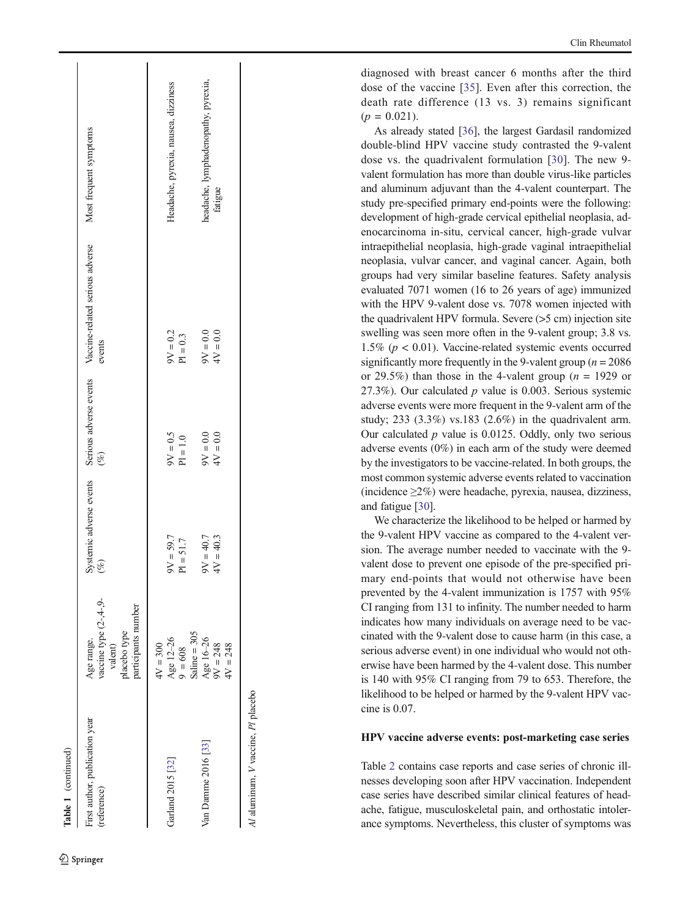**Table 1** (continued)

| First author, publication year (reference) | Age range. vaccine type (2-,4-,9-valent) placebo type participants number | Systemic adverse events (%) | Serious adverse events (%) | Vaccine-related serious adverse events | Most frequent symptoms |
|---|---|---|---|---|---|
| | 4V = 300 | | | | |
| Garland 2015 [32] | Age 12–26<br>9 = 608<br>Saline = 305 | 9V = 59.7<br>Pl = 51.7 | 9V = 0.5<br>Pl = 1.0 | 9V = 0.2<br>Pl = 0.3 | Headache, pyrexia, nausea, dizziness |
| Van Damme 2016 [33] | Age 16–26<br>9V = 248<br>4V = 248 | 9V = 40.7<br>4V = 40.3 | 9V = 0.0<br>4V = 0.0 | 9V = 0.0<br>4V = 0.0 | headache, lymphadenopathy, pyrexia, fatigue |

*Al* aluminum, *V* vaccine, *Pl* placebo

diagnosed with breast cancer 6 months after the third dose of the vaccine [35]. Even after this correction, the death rate difference (13 vs. 3) remains significant ($p = 0.021$).

As already stated [36], the largest Gardasil randomized double-blind HPV vaccine study contrasted the 9-valent dose vs. the quadrivalent formulation [30]. The new 9-valent formulation has more than double virus-like particles and aluminum adjuvant than the 4-valent counterpart. The study pre-specified primary end-points were the following: development of high-grade cervical epithelial neoplasia, adenocarcinoma in-situ, cervical cancer, high-grade vulvar intraepithelial neoplasia, high-grade vaginal intraepithelial neoplasia, vulvar cancer, and vaginal cancer. Again, both groups had very similar baseline features. Safety analysis evaluated 7071 women (16 to 26 years of age) immunized with the HPV 9-valent dose vs. 7078 women injected with the quadrivalent HPV formula. Severe (>5 cm) injection site swelling was seen more often in the 9-valent group; 3.8 vs. 1.5% ($p < 0.01$). Vaccine-related systemic events occurred significantly more frequently in the 9-valent group ($n = 2086$ or 29.5%) than those in the 4-valent group ($n = 1929$ or 27.3%). Our calculated $p$ value is 0.003. Serious systemic adverse events were more frequent in the 9-valent arm of the study; 233 (3.3%) vs.183 (2.6%) in the quadrivalent arm. Our calculated $p$ value is 0.0125. Oddly, only two serious adverse events (0%) in each arm of the study were deemed by the investigators to be vaccine-related. In both groups, the most common systemic adverse events related to vaccination (incidence ≥2%) were headache, pyrexia, nausea, dizziness, and fatigue [30].

We characterize the likelihood to be helped or harmed by the 9-valent HPV vaccine as compared to the 4-valent version. The average number needed to vaccinate with the 9-valent dose to prevent one episode of the pre-specified primary end-points that would not otherwise have been prevented by the 4-valent immunization is 1757 with 95% CI ranging from 131 to infinity. The number needed to harm indicates how many individuals on average need to be vaccinated with the 9-valent dose to cause harm (in this case, a serious adverse event) in one individual who would not otherwise have been harmed by the 4-valent dose. This number is 140 with 95% CI ranging from 79 to 653. Therefore, the likelihood to be helped or harmed by the 9-valent HPV vaccine is 0.07.

### HPV vaccine adverse events: post-marketing case series

Table 2 contains case reports and case series of chronic illnesses developing soon after HPV vaccination. Independent case series have described similar clinical features of headache, fatigue, musculoskeletal pain, and orthostatic intolerance symptoms. Nevertheless, this cluster of symptoms was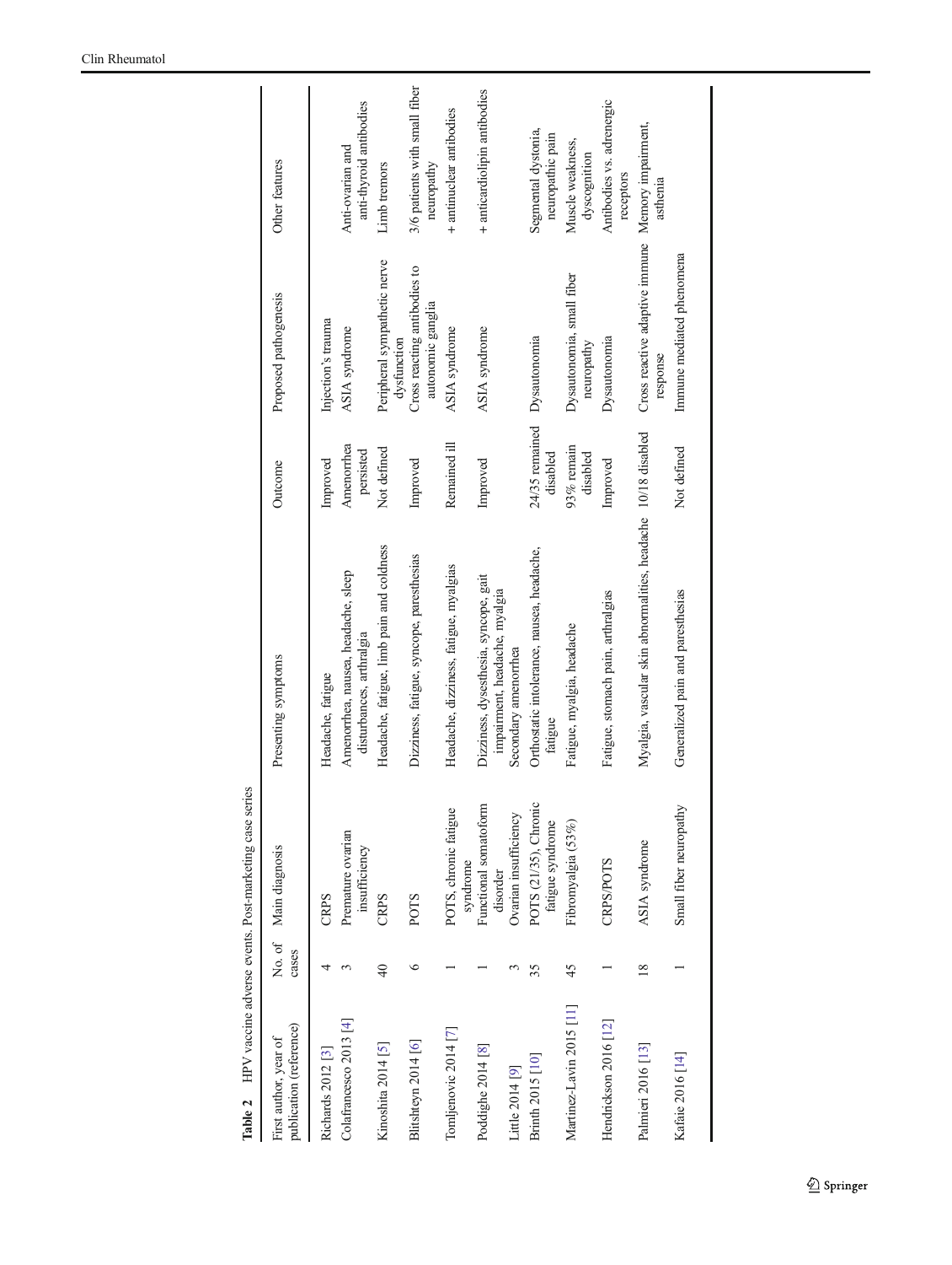**Table 2** HPV vaccine adverse events. Post-marketing case series

| First author, year of publication (reference) | No. of cases | Main diagnosis | Presenting symptoms | Outcome | Proposed pathogenesis | Other features |
|---|---|---|---|---|---|---|
| Richards 2012 [3] | 4 | CRPS | Headache, fatigue | Improved | Injection's trauma | |
| Colafrancesco 2013 [4] | 3 | Premature ovarian insufficiency | Amenorrhea, nausea, headache, sleep disturbances, arthralgia | Amenorrhea persisted | ASIA syndrome | Anti-ovarian and anti-thyroid antibodies |
| Kinoshita 2014 [5] | 40 | CRPS | Headache, fatigue, limb pain and coldness | Not defined | Peripheral sympathetic nerve dysfunction | Limb tremors |
| Blitshteyn 2014 [6] | 6 | POTS | Dizziness, fatigue, syncope, paresthesias | Improved | Cross reacting antibodies to autonomic ganglia | 3/6 patients with small fiber neuropathy |
| Tomljenovic 2014 [7] | 1 | POTS, chronic fatigue syndrome | Headache, dizziness, fatigue, myalgias | Remained ill | ASIA syndrome | + antinuclear antibodies |
| Poddighe 2014 [8] | 1 | Functional somatoform disorder | Dizziness, dysesthesia, syncope, gait impairment, headache, myalgia | Improved | ASIA syndrome | + anticardiolipin antibodies |
| Little 2014 [9] | 3 | Ovarian insufficiency | Secondary amenorrhea | | | |
| Brinth 2015 [10] | 35 | POTS (21/35), Chronic fatigue syndrome | Orthostatic intolerance, nausea, headache, fatigue | 24/35 remained disabled | Dysautonomia | Segmental dystonia, neuropathic pain |
| Martinez-Lavin 2015 [11] | 45 | Fibromyalgia (53%) | Fatigue, myalgia, headache | 93% remain disabled | Dysautonomia, small fiber neuropathy | Muscle weakness, dyscognition |
| Hendrickson 2016 [12] | 1 | CRPS/POTS | Fatigue, stomach pain, arthralgias | Improved | Dysautonomia | Antibodies vs. adrenergic receptors |
| Palmieri 2016 [13] | 18 | ASIA syndrome | Myalgia, vascular skin abnormalities, headache | 10/18 disabled | Cross reactive adaptive immune response | Memory impairment, asthenia |
| Kafaie 2016 [14] | 1 | Small fiber neuropathy | Generalized pain and paresthesias | Not defined | Immune mediated phenomena | |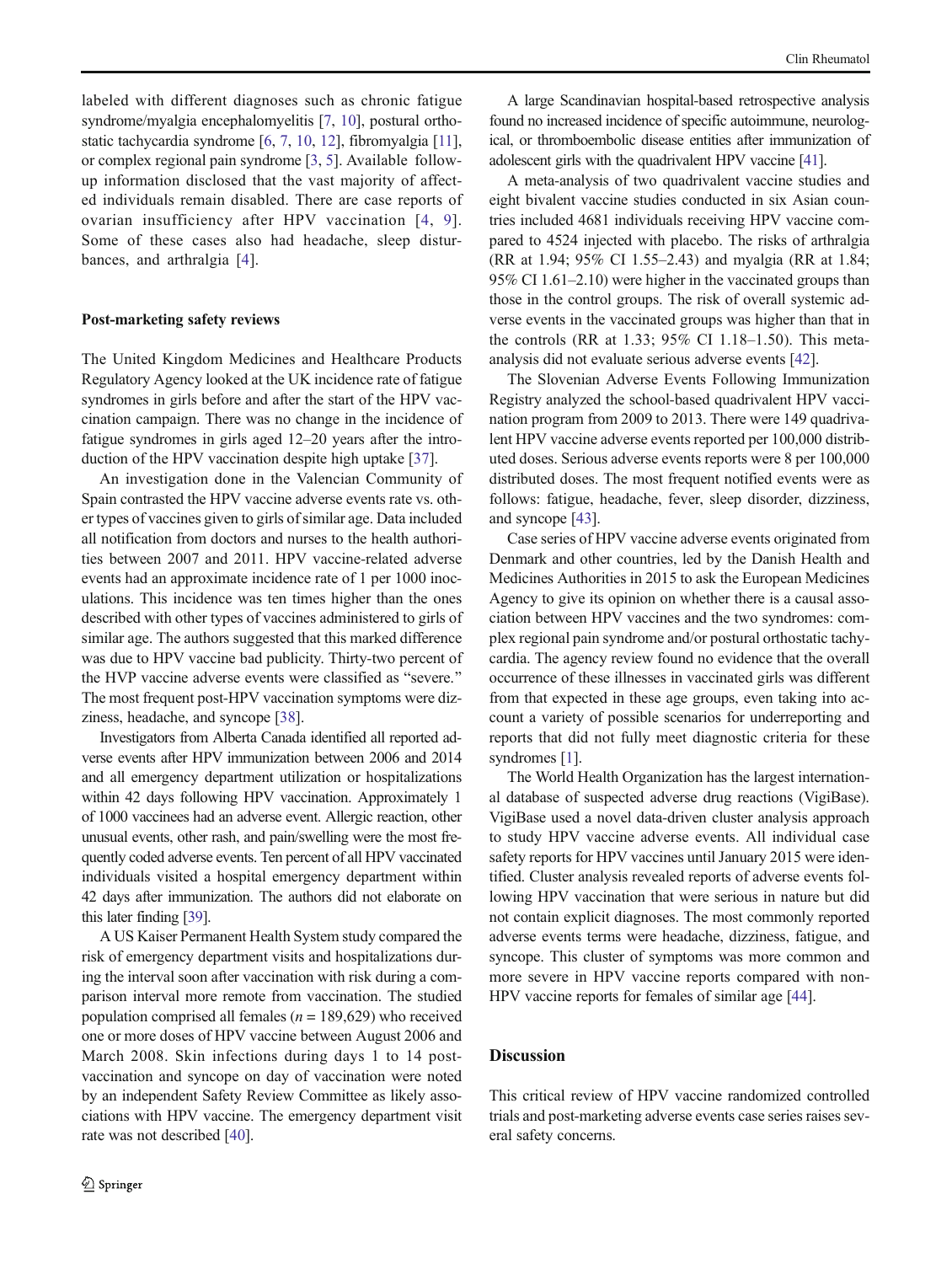labeled with different diagnoses such as chronic fatigue syndrome/myalgia encephalomyelitis [7, 10], postural orthostatic tachycardia syndrome [6, 7, 10, 12], fibromyalgia [11], or complex regional pain syndrome [3, 5]. Available follow-up information disclosed that the vast majority of affected individuals remain disabled. There are case reports of ovarian insufficiency after HPV vaccination [4, 9]. Some of these cases also had headache, sleep disturbances, and arthralgia [4].

### Post-marketing safety reviews

The United Kingdom Medicines and Healthcare Products Regulatory Agency looked at the UK incidence rate of fatigue syndromes in girls before and after the start of the HPV vaccination campaign. There was no change in the incidence of fatigue syndromes in girls aged 12–20 years after the introduction of the HPV vaccination despite high uptake [37].

An investigation done in the Valencian Community of Spain contrasted the HPV vaccine adverse events rate vs. other types of vaccines given to girls of similar age. Data included all notification from doctors and nurses to the health authorities between 2007 and 2011. HPV vaccine-related adverse events had an approximate incidence rate of 1 per 1000 inoculations. This incidence was ten times higher than the ones described with other types of vaccines administered to girls of similar age. The authors suggested that this marked difference was due to HPV vaccine bad publicity. Thirty-two percent of the HVP vaccine adverse events were classified as "severe." The most frequent post-HPV vaccination symptoms were dizziness, headache, and syncope [38].

Investigators from Alberta Canada identified all reported adverse events after HPV immunization between 2006 and 2014 and all emergency department utilization or hospitalizations within 42 days following HPV vaccination. Approximately 1 of 1000 vaccinees had an adverse event. Allergic reaction, other unusual events, other rash, and pain/swelling were the most frequently coded adverse events. Ten percent of all HPV vaccinated individuals visited a hospital emergency department within 42 days after immunization. The authors did not elaborate on this later finding [39].

A US Kaiser Permanent Health System study compared the risk of emergency department visits and hospitalizations during the interval soon after vaccination with risk during a comparison interval more remote from vaccination. The studied population comprised all females ($n = 189{,}629$) who received one or more doses of HPV vaccine between August 2006 and March 2008. Skin infections during days 1 to 14 post-vaccination and syncope on day of vaccination were noted by an independent Safety Review Committee as likely associations with HPV vaccine. The emergency department visit rate was not described [40].

A large Scandinavian hospital-based retrospective analysis found no increased incidence of specific autoimmune, neurological, or thromboembolic disease entities after immunization of adolescent girls with the quadrivalent HPV vaccine [41].

A meta-analysis of two quadrivalent vaccine studies and eight bivalent vaccine studies conducted in six Asian countries included 4681 individuals receiving HPV vaccine compared to 4524 injected with placebo. The risks of arthralgia (RR at 1.94; 95% CI 1.55–2.43) and myalgia (RR at 1.84; 95% CI 1.61–2.10) were higher in the vaccinated groups than those in the control groups. The risk of overall systemic adverse events in the vaccinated groups was higher than that in the controls (RR at 1.33; 95% CI 1.18–1.50). This meta-analysis did not evaluate serious adverse events [42].

The Slovenian Adverse Events Following Immunization Registry analyzed the school-based quadrivalent HPV vaccination program from 2009 to 2013. There were 149 quadrivalent HPV vaccine adverse events reported per 100,000 distributed doses. Serious adverse events reports were 8 per 100,000 distributed doses. The most frequent notified events were as follows: fatigue, headache, fever, sleep disorder, dizziness, and syncope [43].

Case series of HPV vaccine adverse events originated from Denmark and other countries, led by the Danish Health and Medicines Authorities in 2015 to ask the European Medicines Agency to give its opinion on whether there is a causal association between HPV vaccines and the two syndromes: complex regional pain syndrome and/or postural orthostatic tachycardia. The agency review found no evidence that the overall occurrence of these illnesses in vaccinated girls was different from that expected in these age groups, even taking into account a variety of possible scenarios for underreporting and reports that did not fully meet diagnostic criteria for these syndromes [1].

The World Health Organization has the largest international database of suspected adverse drug reactions (VigiBase). VigiBase used a novel data-driven cluster analysis approach to study HPV vaccine adverse events. All individual case safety reports for HPV vaccines until January 2015 were identified. Cluster analysis revealed reports of adverse events following HPV vaccination that were serious in nature but did not contain explicit diagnoses. The most commonly reported adverse events terms were headache, dizziness, fatigue, and syncope. This cluster of symptoms was more common and more severe in HPV vaccine reports compared with non-HPV vaccine reports for females of similar age [44].

## Discussion

This critical review of HPV vaccine randomized controlled trials and post-marketing adverse events case series raises several safety concerns.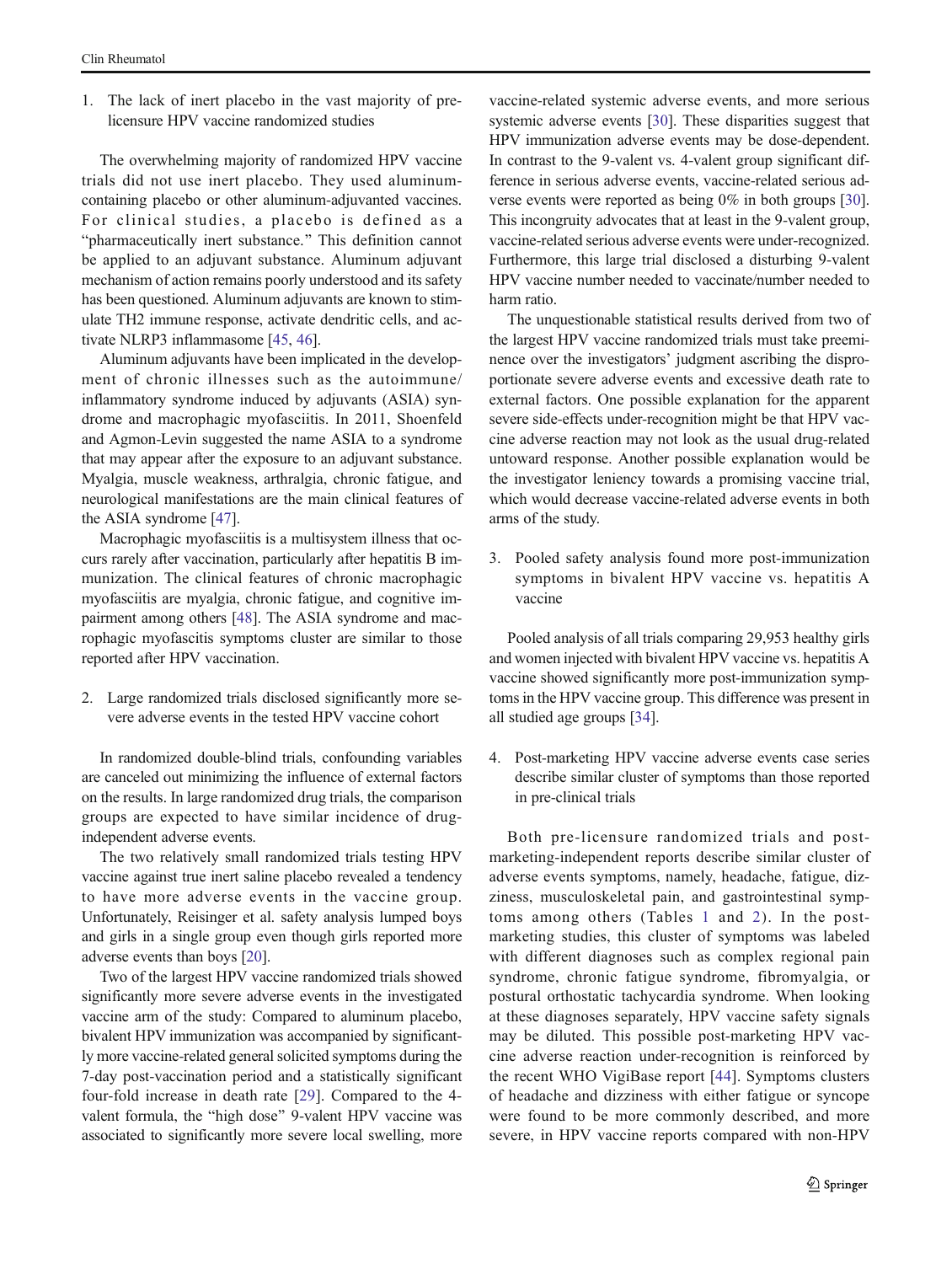1. The lack of inert placebo in the vast majority of prelicensure HPV vaccine randomized studies

The overwhelming majority of randomized HPV vaccine trials did not use inert placebo. They used aluminum-containing placebo or other aluminum-adjuvanted vaccines. For clinical studies, a placebo is defined as a "pharmaceutically inert substance." This definition cannot be applied to an adjuvant substance. Aluminum adjuvant mechanism of action remains poorly understood and its safety has been questioned. Aluminum adjuvants are known to stimulate TH2 immune response, activate dendritic cells, and activate NLRP3 inflammasome [45, 46].

Aluminum adjuvants have been implicated in the development of chronic illnesses such as the autoimmune/inflammatory syndrome induced by adjuvants (ASIA) syndrome and macrophagic myofasciitis. In 2011, Shoenfeld and Agmon-Levin suggested the name ASIA to a syndrome that may appear after the exposure to an adjuvant substance. Myalgia, muscle weakness, arthralgia, chronic fatigue, and neurological manifestations are the main clinical features of the ASIA syndrome [47].

Macrophagic myofasciitis is a multisystem illness that occurs rarely after vaccination, particularly after hepatitis B immunization. The clinical features of chronic macrophagic myofasciitis are myalgia, chronic fatigue, and cognitive impairment among others [48]. The ASIA syndrome and macrophagic myofascitis symptoms cluster are similar to those reported after HPV vaccination.

2. Large randomized trials disclosed significantly more severe adverse events in the tested HPV vaccine cohort

In randomized double-blind trials, confounding variables are canceled out minimizing the influence of external factors on the results. In large randomized drug trials, the comparison groups are expected to have similar incidence of drug-independent adverse events.

The two relatively small randomized trials testing HPV vaccine against true inert saline placebo revealed a tendency to have more adverse events in the vaccine group. Unfortunately, Reisinger et al. safety analysis lumped boys and girls in a single group even though girls reported more adverse events than boys [20].

Two of the largest HPV vaccine randomized trials showed significantly more severe adverse events in the investigated vaccine arm of the study: Compared to aluminum placebo, bivalent HPV immunization was accompanied by significantly more vaccine-related general solicited symptoms during the 7-day post-vaccination period and a statistically significant four-fold increase in death rate [29]. Compared to the 4-valent formula, the "high dose" 9-valent HPV vaccine was associated to significantly more severe local swelling, more vaccine-related systemic adverse events, and more serious systemic adverse events [30]. These disparities suggest that HPV immunization adverse events may be dose-dependent. In contrast to the 9-valent vs. 4-valent group significant difference in serious adverse events, vaccine-related serious adverse events were reported as being 0% in both groups [30]. This incongruity advocates that at least in the 9-valent group, vaccine-related serious adverse events were under-recognized. Furthermore, this large trial disclosed a disturbing 9-valent HPV vaccine number needed to vaccinate/number needed to harm ratio.

The unquestionable statistical results derived from two of the largest HPV vaccine randomized trials must take preeminence over the investigators' judgment ascribing the disproportionate severe adverse events and excessive death rate to external factors. One possible explanation for the apparent severe side-effects under-recognition might be that HPV vaccine adverse reaction may not look as the usual drug-related untoward response. Another possible explanation would be the investigator leniency towards a promising vaccine trial, which would decrease vaccine-related adverse events in both arms of the study.

3. Pooled safety analysis found more post-immunization symptoms in bivalent HPV vaccine vs. hepatitis A vaccine

Pooled analysis of all trials comparing 29,953 healthy girls and women injected with bivalent HPV vaccine vs. hepatitis A vaccine showed significantly more post-immunization symptoms in the HPV vaccine group. This difference was present in all studied age groups [34].

4. Post-marketing HPV vaccine adverse events case series describe similar cluster of symptoms than those reported in pre-clinical trials

Both pre-licensure randomized trials and post-marketing-independent reports describe similar cluster of adverse events symptoms, namely, headache, fatigue, dizziness, musculoskeletal pain, and gastrointestinal symptoms among others (Tables 1 and 2). In the post-marketing studies, this cluster of symptoms was labeled with different diagnoses such as complex regional pain syndrome, chronic fatigue syndrome, fibromyalgia, or postural orthostatic tachycardia syndrome. When looking at these diagnoses separately, HPV vaccine safety signals may be diluted. This possible post-marketing HPV vaccine adverse reaction under-recognition is reinforced by the recent WHO VigiBase report [44]. Symptoms clusters of headache and dizziness with either fatigue or syncope were found to be more commonly described, and more severe, in HPV vaccine reports compared with non-HPV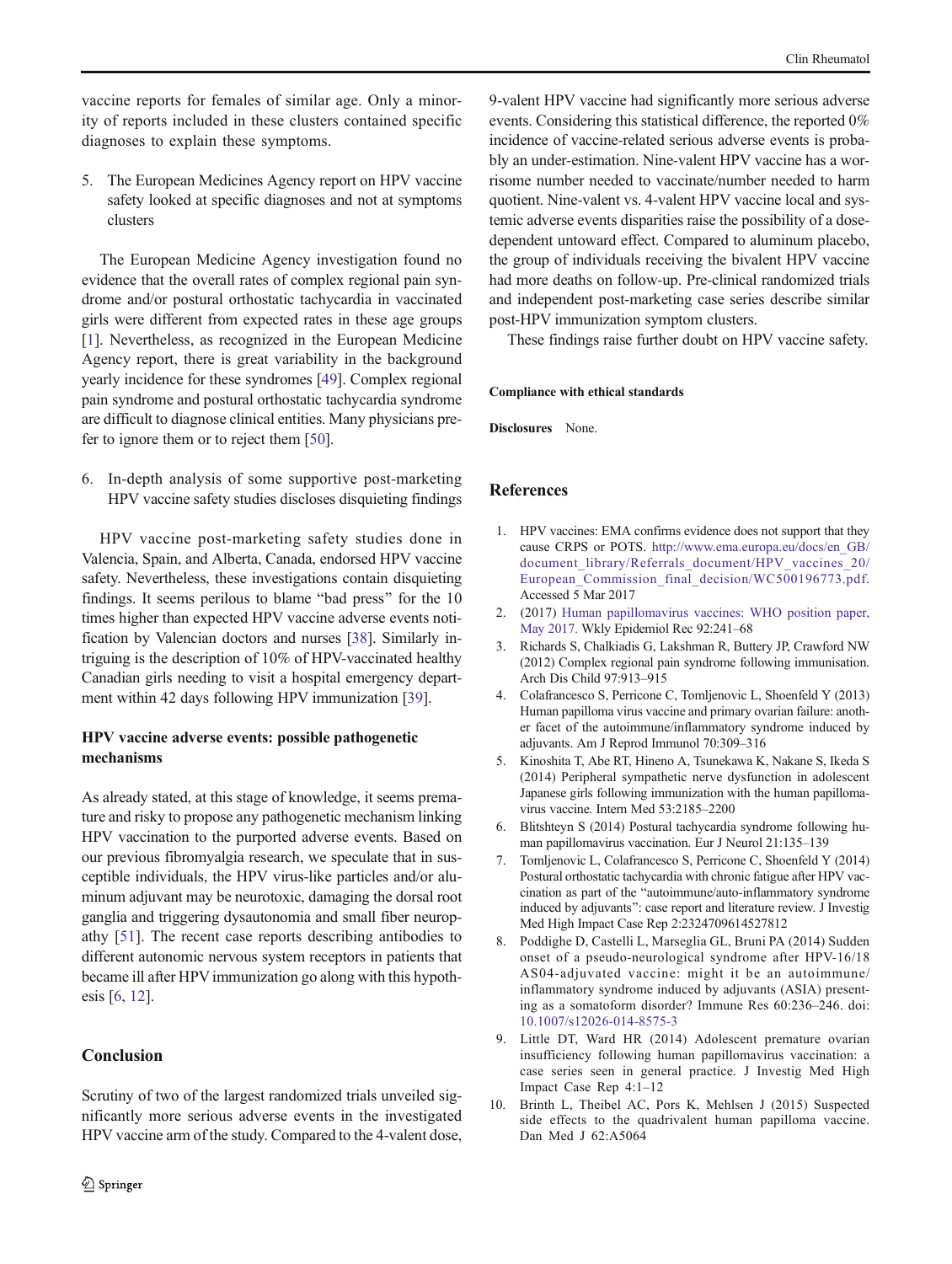vaccine reports for females of similar age. Only a minority of reports included in these clusters contained specific diagnoses to explain these symptoms.

5. The European Medicines Agency report on HPV vaccine safety looked at specific diagnoses and not at symptoms clusters

The European Medicine Agency investigation found no evidence that the overall rates of complex regional pain syndrome and/or postural orthostatic tachycardia in vaccinated girls were different from expected rates in these age groups [1]. Nevertheless, as recognized in the European Medicine Agency report, there is great variability in the background yearly incidence for these syndromes [49]. Complex regional pain syndrome and postural orthostatic tachycardia syndrome are difficult to diagnose clinical entities. Many physicians prefer to ignore them or to reject them [50].

6. In-depth analysis of some supportive post-marketing HPV vaccine safety studies discloses disquieting findings

HPV vaccine post-marketing safety studies done in Valencia, Spain, and Alberta, Canada, endorsed HPV vaccine safety. Nevertheless, these investigations contain disquieting findings. It seems perilous to blame "bad press" for the 10 times higher than expected HPV vaccine adverse events notification by Valencian doctors and nurses [38]. Similarly intriguing is the description of 10% of HPV-vaccinated healthy Canadian girls needing to visit a hospital emergency department within 42 days following HPV immunization [39].

### HPV vaccine adverse events: possible pathogenetic mechanisms

As already stated, at this stage of knowledge, it seems premature and risky to propose any pathogenetic mechanism linking HPV vaccination to the purported adverse events. Based on our previous fibromyalgia research, we speculate that in susceptible individuals, the HPV virus-like particles and/or aluminum adjuvant may be neurotoxic, damaging the dorsal root ganglia and triggering dysautonomia and small fiber neuropathy [51]. The recent case reports describing antibodies to different autonomic nervous system receptors in patients that became ill after HPV immunization go along with this hypothesis [6, 12].

## Conclusion

Scrutiny of two of the largest randomized trials unveiled significantly more serious adverse events in the investigated HPV vaccine arm of the study. Compared to the 4-valent dose, 9-valent HPV vaccine had significantly more serious adverse events. Considering this statistical difference, the reported 0% incidence of vaccine-related serious adverse events is probably an under-estimation. Nine-valent HPV vaccine has a worrisome number needed to vaccinate/number needed to harm quotient. Nine-valent vs. 4-valent HPV vaccine local and systemic adverse events disparities raise the possibility of a dose-dependent untoward effect. Compared to aluminum placebo, the group of individuals receiving the bivalent HPV vaccine had more deaths on follow-up. Pre-clinical randomized trials and independent post-marketing case series describe similar post-HPV immunization symptom clusters.

These findings raise further doubt on HPV vaccine safety.

**Compliance with ethical standards**

**Disclosures** None.

## References

1. HPV vaccines: EMA confirms evidence does not support that they cause CRPS or POTS. http://www.ema.europa.eu/docs/en_GB/document_library/Referrals_document/HPV_vaccines_20/European_Commission_final_decision/WC500196773.pdf. Accessed 5 Mar 2017
2. (2017) Human papillomavirus vaccines: WHO position paper, May 2017. Wkly Epidemiol Rec 92:241–68
3. Richards S, Chalkiadis G, Lakshman R, Buttery JP, Crawford NW (2012) Complex regional pain syndrome following immunisation. Arch Dis Child 97:913–915
4. Colafrancesco S, Perricone C, Tomljenovic L, Shoenfeld Y (2013) Human papilloma virus vaccine and primary ovarian failure: another facet of the autoimmune/inflammatory syndrome induced by adjuvants. Am J Reprod Immunol 70:309–316
5. Kinoshita T, Abe RT, Hineno A, Tsunekawa K, Nakane S, Ikeda S (2014) Peripheral sympathetic nerve dysfunction in adolescent Japanese girls following immunization with the human papillomavirus vaccine. Intern Med 53:2185–2200
6. Blitshteyn S (2014) Postural tachycardia syndrome following human papillomavirus vaccination. Eur J Neurol 21:135–139
7. Tomljenovic L, Colafrancesco S, Perricone C, Shoenfeld Y (2014) Postural orthostatic tachycardia with chronic fatigue after HPV vaccination as part of the "autoimmune/auto-inflammatory syndrome induced by adjuvants": case report and literature review. J Investig Med High Impact Case Rep 2:2324709614527812
8. Poddighe D, Castelli L, Marseglia GL, Bruni PA (2014) Sudden onset of a pseudo-neurological syndrome after HPV-16/18 AS04-adjuvated vaccine: might it be an autoimmune/inflammatory syndrome induced by adjuvants (ASIA) presenting as a somatoform disorder? Immune Res 60:236–246. doi:10.1007/s12026-014-8575-3
9. Little DT, Ward HR (2014) Adolescent premature ovarian insufficiency following human papillomavirus vaccination: a case series seen in general practice. J Investig Med High Impact Case Rep 4:1–12
10. Brinth L, Theibel AC, Pors K, Mehlsen J (2015) Suspected side effects to the quadrivalent human papilloma vaccine. Dan Med J 62:A5064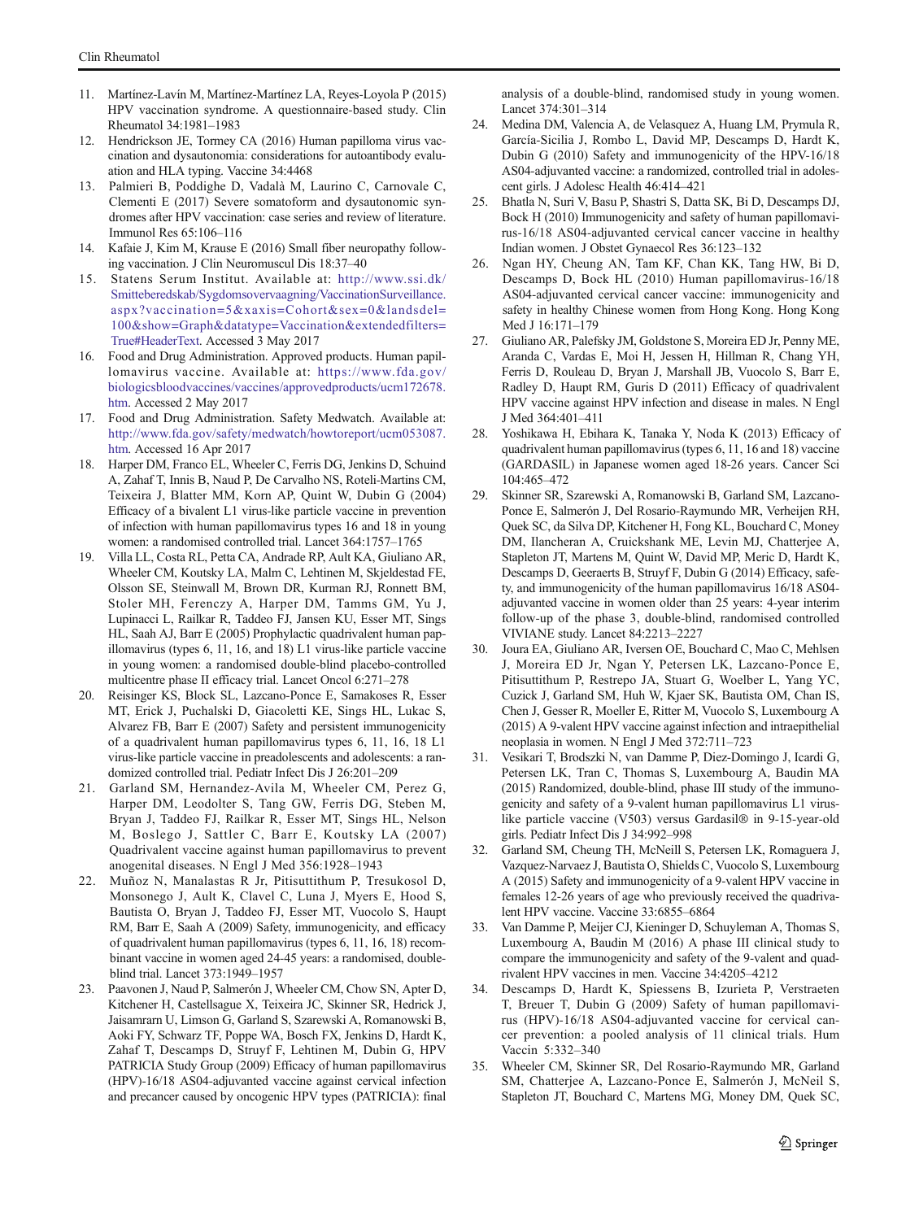11. Martínez-Lavín M, Martínez-Martínez LA, Reyes-Loyola P (2015) HPV vaccination syndrome. A questionnaire-based study. Clin Rheumatol 34:1981–1983
12. Hendrickson JE, Tormey CA (2016) Human papilloma virus vaccination and dysautonomia: considerations for autoantibody evaluation and HLA typing. Vaccine 34:4468
13. Palmieri B, Poddighe D, Vadalà M, Laurino C, Carnovale C, Clementi E (2017) Severe somatoform and dysautonomic syndromes after HPV vaccination: case series and review of literature. Immunol Res 65:106–116
14. Kafaie J, Kim M, Krause E (2016) Small fiber neuropathy following vaccination. J Clin Neuromuscul Dis 18:37–40
15. Statens Serum Institut. Available at: http://www.ssi.dk/Smitteberedskab/Sygdomsovervaagning/VaccinationSurveillance.aspx?vaccination=5&xaxis=Cohort&sex=0&landsdel=100&show=Graph&datatype=Vaccination&extendedfilters=True#HeaderText. Accessed 3 May 2017
16. Food and Drug Administration. Approved products. Human papillomavirus vaccine. Available at: https://www.fda.gov/biologicsbloodvaccines/vaccines/approvedproducts/ucm172678.htm. Accessed 2 May 2017
17. Food and Drug Administration. Safety Medwatch. Available at: http://www.fda.gov/safety/medwatch/howtoreport/ucm053087.htm. Accessed 16 Apr 2017
18. Harper DM, Franco EL, Wheeler C, Ferris DG, Jenkins D, Schuind A, Zahaf T, Innis B, Naud P, De Carvalho NS, Roteli-Martins CM, Teixeira J, Blatter MM, Korn AP, Quint W, Dubin G (2004) Efficacy of a bivalent L1 virus-like particle vaccine in prevention of infection with human papillomavirus types 16 and 18 in young women: a randomised controlled trial. Lancet 364:1757–1765
19. Villa LL, Costa RL, Petta CA, Andrade RP, Ault KA, Giuliano AR, Wheeler CM, Koutsky LA, Malm C, Lehtinen M, Skjeldestad FE, Olsson SE, Steinwall M, Brown DR, Kurman RJ, Ronnett BM, Stoler MH, Ferenczy A, Harper DM, Tamms GM, Yu J, Lupinacci L, Railkar R, Taddeo FJ, Jansen KU, Esser MT, Sings HL, Saah AJ, Barr E (2005) Prophylactic quadrivalent human papillomavirus (types 6, 11, 16, and 18) L1 virus-like particle vaccine in young women: a randomised double-blind placebo-controlled multicentre phase II efficacy trial. Lancet Oncol 6:271–278
20. Reisinger KS, Block SL, Lazcano-Ponce E, Samakoses R, Esser MT, Erick J, Puchalski D, Giacoletti KE, Sings HL, Lukac S, Alvarez FB, Barr E (2007) Safety and persistent immunogenicity of a quadrivalent human papillomavirus types 6, 11, 16, 18 L1 virus-like particle vaccine in preadolescents and adolescents: a randomized controlled trial. Pediatr Infect Dis J 26:201–209
21. Garland SM, Hernandez-Avila M, Wheeler CM, Perez G, Harper DM, Leodolter S, Tang GW, Ferris DG, Steben M, Bryan J, Taddeo FJ, Railkar R, Esser MT, Sings HL, Nelson M, Boslego J, Sattler C, Barr E, Koutsky LA (2007) Quadrivalent vaccine against human papillomavirus to prevent anogenital diseases. N Engl J Med 356:1928–1943
22. Muñoz N, Manalastas R Jr, Pitisuttithum P, Tresukosol D, Monsonego J, Ault K, Clavel C, Luna J, Myers E, Hood S, Bautista O, Bryan J, Taddeo FJ, Esser MT, Vuocolo S, Haupt RM, Barr E, Saah A (2009) Safety, immunogenicity, and efficacy of quadrivalent human papillomavirus (types 6, 11, 16, 18) recombinant vaccine in women aged 24-45 years: a randomised, double-blind trial. Lancet 373:1949–1957
23. Paavonen J, Naud P, Salmerón J, Wheeler CM, Chow SN, Apter D, Kitchener H, Castellsague X, Teixeira JC, Skinner SR, Hedrick J, Jaisamrarn U, Limson G, Garland S, Szarewski A, Romanowski B, Aoki FY, Schwarz TF, Poppe WA, Bosch FX, Jenkins D, Hardt K, Zahaf T, Descamps D, Struyf F, Lehtinen M, Dubin G, HPV PATRICIA Study Group (2009) Efficacy of human papillomavirus (HPV)-16/18 AS04-adjuvanted vaccine against cervical infection and precancer caused by oncogenic HPV types (PATRICIA): final analysis of a double-blind, randomised study in young women. Lancet 374:301–314
24. Medina DM, Valencia A, de Velasquez A, Huang LM, Prymula R, García-Sicilia J, Rombo L, David MP, Descamps D, Hardt K, Dubin G (2010) Safety and immunogenicity of the HPV-16/18 AS04-adjuvanted vaccine: a randomized, controlled trial in adolescent girls. J Adolesc Health 46:414–421
25. Bhatla N, Suri V, Basu P, Shastri S, Datta SK, Bi D, Descamps DJ, Bock H (2010) Immunogenicity and safety of human papillomavirus-16/18 AS04-adjuvanted cervical cancer vaccine in healthy Indian women. J Obstet Gynaecol Res 36:123–132
26. Ngan HY, Cheung AN, Tam KF, Chan KK, Tang HW, Bi D, Descamps D, Bock HL (2010) Human papillomavirus-16/18 AS04-adjuvanted cervical cancer vaccine: immunogenicity and safety in healthy Chinese women from Hong Kong. Hong Kong Med J 16:171–179
27. Giuliano AR, Palefsky JM, Goldstone S, Moreira ED Jr, Penny ME, Aranda C, Vardas E, Moi H, Jessen H, Hillman R, Chang YH, Ferris D, Rouleau D, Bryan J, Marshall JB, Vuocolo S, Barr E, Radley D, Haupt RM, Guris D (2011) Efficacy of quadrivalent HPV vaccine against HPV infection and disease in males. N Engl J Med 364:401–411
28. Yoshikawa H, Ebihara K, Tanaka Y, Noda K (2013) Efficacy of quadrivalent human papillomavirus (types 6, 11, 16 and 18) vaccine (GARDASIL) in Japanese women aged 18-26 years. Cancer Sci 104:465–472
29. Skinner SR, Szarewski A, Romanowski B, Garland SM, Lazcano-Ponce E, Salmerón J, Del Rosario-Raymundo MR, Verheijen RH, Quek SC, da Silva DP, Kitchener H, Fong KL, Bouchard C, Money DM, Ilancheran A, Cruickshank ME, Levin MJ, Chatterjee A, Stapleton JT, Martens M, Quint W, David MP, Meric D, Hardt K, Descamps D, Geeraerts B, Struyf F, Dubin G (2014) Efficacy, safety, and immunogenicity of the human papillomavirus 16/18 AS04-adjuvanted vaccine in women older than 25 years: 4-year interim follow-up of the phase 3, double-blind, randomised controlled VIVIANE study. Lancet 84:2213–2227
30. Joura EA, Giuliano AR, Iversen OE, Bouchard C, Mao C, Mehlsen J, Moreira ED Jr, Ngan Y, Petersen LK, Lazcano-Ponce E, Pitisuttithum P, Restrepo JA, Stuart G, Woelber L, Yang YC, Cuzick J, Garland SM, Huh W, Kjaer SK, Bautista OM, Chan IS, Chen J, Gesser R, Moeller E, Ritter M, Vuocolo S, Luxembourg A (2015) A 9-valent HPV vaccine against infection and intraepithelial neoplasia in women. N Engl J Med 372:711–723
31. Vesikari T, Brodszki N, van Damme P, Diez-Domingo J, Icardi G, Petersen LK, Tran C, Thomas S, Luxembourg A, Baudin MA (2015) Randomized, double-blind, phase III study of the immunogenicity and safety of a 9-valent human papillomavirus L1 virus-like particle vaccine (V503) versus Gardasil® in 9-15-year-old girls. Pediatr Infect Dis J 34:992–998
32. Garland SM, Cheung TH, McNeill S, Petersen LK, Romaguera J, Vazquez-Narvaez J, Bautista O, Shields C, Vuocolo S, Luxembourg A (2015) Safety and immunogenicity of a 9-valent HPV vaccine in females 12-26 years of age who previously received the quadrivalent HPV vaccine. Vaccine 33:6855–6864
33. Van Damme P, Meijer CJ, Kieninger D, Schuyleman A, Thomas S, Luxembourg A, Baudin M (2016) A phase III clinical study to compare the immunogenicity and safety of the 9-valent and quadrivalent HPV vaccines in men. Vaccine 34:4205–4212
34. Descamps D, Hardt K, Spiessens B, Izurieta P, Verstraeten T, Breuer T, Dubin G (2009) Safety of human papillomavirus (HPV)-16/18 AS04-adjuvanted vaccine for cervical cancer prevention: a pooled analysis of 11 clinical trials. Hum Vaccin 5:332–340
35. Wheeler CM, Skinner SR, Del Rosario-Raymundo MR, Garland SM, Chatterjee A, Lazcano-Ponce E, Salmerón J, McNeil S, Stapleton JT, Bouchard C, Martens MG, Money DM, Quek SC,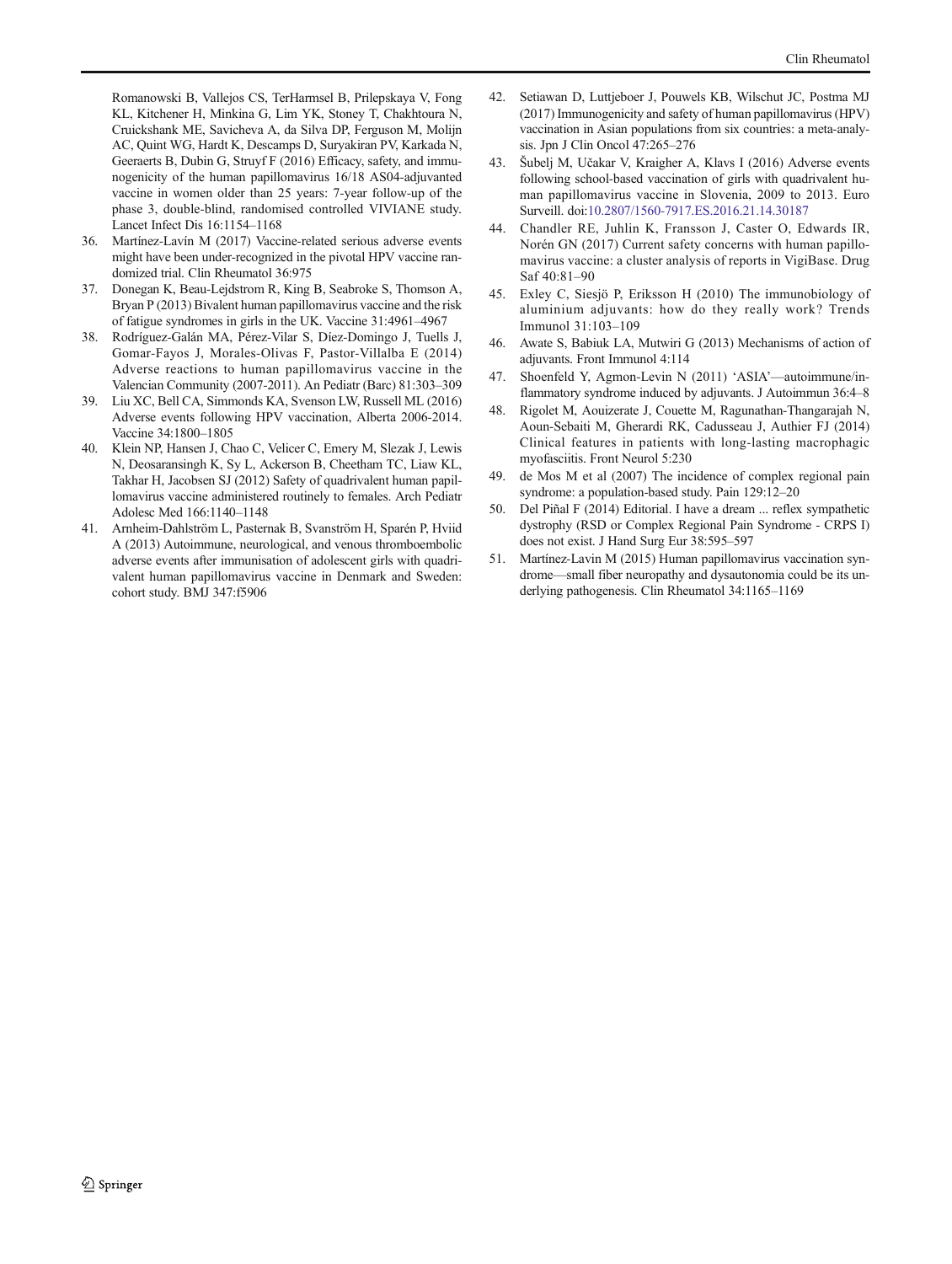Romanowski B, Vallejos CS, TerHarmsel B, Prilepskaya V, Fong KL, Kitchener H, Minkina G, Lim YK, Stoney T, Chakhtoura N, Cruickshank ME, Savicheva A, da Silva DP, Ferguson M, Molijn AC, Quint WG, Hardt K, Descamps D, Suryakiran PV, Karkada N, Geeraerts B, Dubin G, Struyf F (2016) Efficacy, safety, and immunogenicity of the human papillomavirus 16/18 AS04-adjuvanted vaccine in women older than 25 years: 7-year follow-up of the phase 3, double-blind, randomised controlled VIVIANE study. Lancet Infect Dis 16:1154–1168

36. Martínez-Lavín M (2017) Vaccine-related serious adverse events might have been under-recognized in the pivotal HPV vaccine randomized trial. Clin Rheumatol 36:975
37. Donegan K, Beau-Lejdstrom R, King B, Seabroke S, Thomson A, Bryan P (2013) Bivalent human papillomavirus vaccine and the risk of fatigue syndromes in girls in the UK. Vaccine 31:4961–4967
38. Rodríguez-Galán MA, Pérez-Vilar S, Díez-Domingo J, Tuells J, Gomar-Fayos J, Morales-Olivas F, Pastor-Villalba E (2014) Adverse reactions to human papillomavirus vaccine in the Valencian Community (2007-2011). An Pediatr (Barc) 81:303–309
39. Liu XC, Bell CA, Simmonds KA, Svenson LW, Russell ML (2016) Adverse events following HPV vaccination, Alberta 2006-2014. Vaccine 34:1800–1805
40. Klein NP, Hansen J, Chao C, Velicer C, Emery M, Slezak J, Lewis N, Deosaransingh K, Sy L, Ackerson B, Cheetham TC, Liaw KL, Takhar H, Jacobsen SJ (2012) Safety of quadrivalent human papillomavirus vaccine administered routinely to females. Arch Pediatr Adolesc Med 166:1140–1148
41. Arnheim-Dahlström L, Pasternak B, Svanström H, Sparén P, Hviid A (2013) Autoimmune, neurological, and venous thromboembolic adverse events after immunisation of adolescent girls with quadrivalent human papillomavirus vaccine in Denmark and Sweden: cohort study. BMJ 347:f5906
42. Setiawan D, Luttjeboer J, Pouwels KB, Wilschut JC, Postma MJ (2017) Immunogenicity and safety of human papillomavirus (HPV) vaccination in Asian populations from six countries: a meta-analysis. Jpn J Clin Oncol 47:265–276
43. Šubelj M, Učakar V, Kraigher A, Klavs I (2016) Adverse events following school-based vaccination of girls with quadrivalent human papillomavirus vaccine in Slovenia, 2009 to 2013. Euro Surveill. doi:10.2807/1560-7917.ES.2016.21.14.30187
44. Chandler RE, Juhlin K, Fransson J, Caster O, Edwards IR, Norén GN (2017) Current safety concerns with human papillomavirus vaccine: a cluster analysis of reports in VigiBase. Drug Saf 40:81–90
45. Exley C, Siesjö P, Eriksson H (2010) The immunobiology of aluminium adjuvants: how do they really work? Trends Immunol 31:103–109
46. Awate S, Babiuk LA, Mutwiri G (2013) Mechanisms of action of adjuvants. Front Immunol 4:114
47. Shoenfeld Y, Agmon-Levin N (2011) 'ASIA'—autoimmune/inflammatory syndrome induced by adjuvants. J Autoimmun 36:4–8
48. Rigolet M, Aouizerate J, Couette M, Ragunathan-Thangarajah N, Aoun-Sebaiti M, Gherardi RK, Cadusseau J, Authier FJ (2014) Clinical features in patients with long-lasting macrophagic myofasciitis. Front Neurol 5:230
49. de Mos M et al (2007) The incidence of complex regional pain syndrome: a population-based study. Pain 129:12–20
50. Del Piñal F (2014) Editorial. I have a dream ... reflex sympathetic dystrophy (RSD or Complex Regional Pain Syndrome - CRPS I) does not exist. J Hand Surg Eur 38:595–597
51. Martínez-Lavin M (2015) Human papillomavirus vaccination syndrome—small fiber neuropathy and dysautonomia could be its underlying pathogenesis. Clin Rheumatol 34:1165–1169